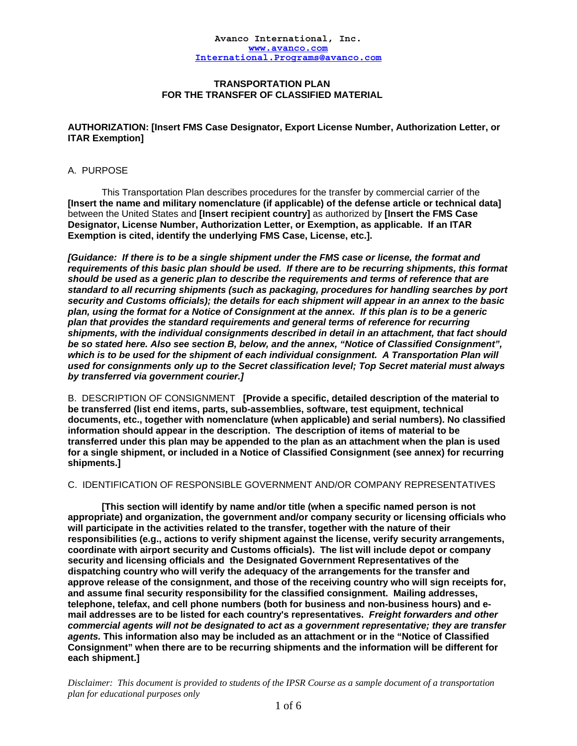**Avanco International, Inc.**
**www.avanco.com**
**International.Programs@avanco.com**

# TRANSPORTATION PLAN FOR THE TRANSFER OF CLASSIFIED MATERIAL

**AUTHORIZATION: [Insert FMS Case Designator, Export License Number, Authorization Letter, or ITAR Exemption]**

## A. PURPOSE

This Transportation Plan describes procedures for the transfer by commercial carrier of the **[Insert the name and military nomenclature (if applicable) of the defense article or technical data]** between the United States and **[Insert recipient country]** as authorized by **[Insert the FMS Case Designator, License Number, Authorization Letter, or Exemption, as applicable. If an ITAR Exemption is cited, identify the underlying FMS Case, License, etc.].**

***[Guidance: If there is to be a single shipment under the FMS case or license, the format and requirements of this basic plan should be used. If there are to be recurring shipments, this format should be used as a generic plan to describe the requirements and terms of reference that are standard to all recurring shipments (such as packaging, procedures for handling searches by port security and Customs officials); the details for each shipment will appear in an annex to the basic plan, using the format for a Notice of Consignment at the annex. If this plan is to be a generic plan that provides the standard requirements and general terms of reference for recurring shipments, with the individual consignments described in detail in an attachment, that fact should be so stated here. Also see section B, below, and the annex, "Notice of Classified Consignment", which is to be used for the shipment of each individual consignment. A Transportation Plan will used for consignments only up to the Secret classification level; Top Secret material must always by transferred via government courier.]***

## B. DESCRIPTION OF CONSIGNMENT

**[Provide a specific, detailed description of the material to be transferred (list end items, parts, sub-assemblies, software, test equipment, technical documents, etc., together with nomenclature (when applicable) and serial numbers). No classified information should appear in the description. The description of items of material to be transferred under this plan may be appended to the plan as an attachment when the plan is used for a single shipment, or included in a Notice of Classified Consignment (see annex) for recurring shipments.]**

## C. IDENTIFICATION OF RESPONSIBLE GOVERNMENT AND/OR COMPANY REPRESENTATIVES

**[This section will identify by name and/or title (when a specific named person is not appropriate) and organization, the government and/or company security or licensing officials who will participate in the activities related to the transfer, together with the nature of their responsibilities (e.g., actions to verify shipment against the license, verify security arrangements, coordinate with airport security and Customs officials). The list will include depot or company security and licensing officials and the Designated Government Representatives of the dispatching country who will verify the adequacy of the arrangements for the transfer and approve release of the consignment, and those of the receiving country who will sign receipts for, and assume final security responsibility for the classified consignment. Mailing addresses, telephone, telefax, and cell phone numbers (both for business and non-business hours) and e-mail addresses are to be listed for each country's representatives. *Freight forwarders and other commercial agents will not be designated to act as a government representative; they are transfer agents.* This information also may be included as an attachment or in the "Notice of Classified Consignment" when there are to be recurring shipments and the information will be different for each shipment.]**

*Disclaimer: This document is provided to students of the IPSR Course as a sample document of a transportation plan for educational purposes only*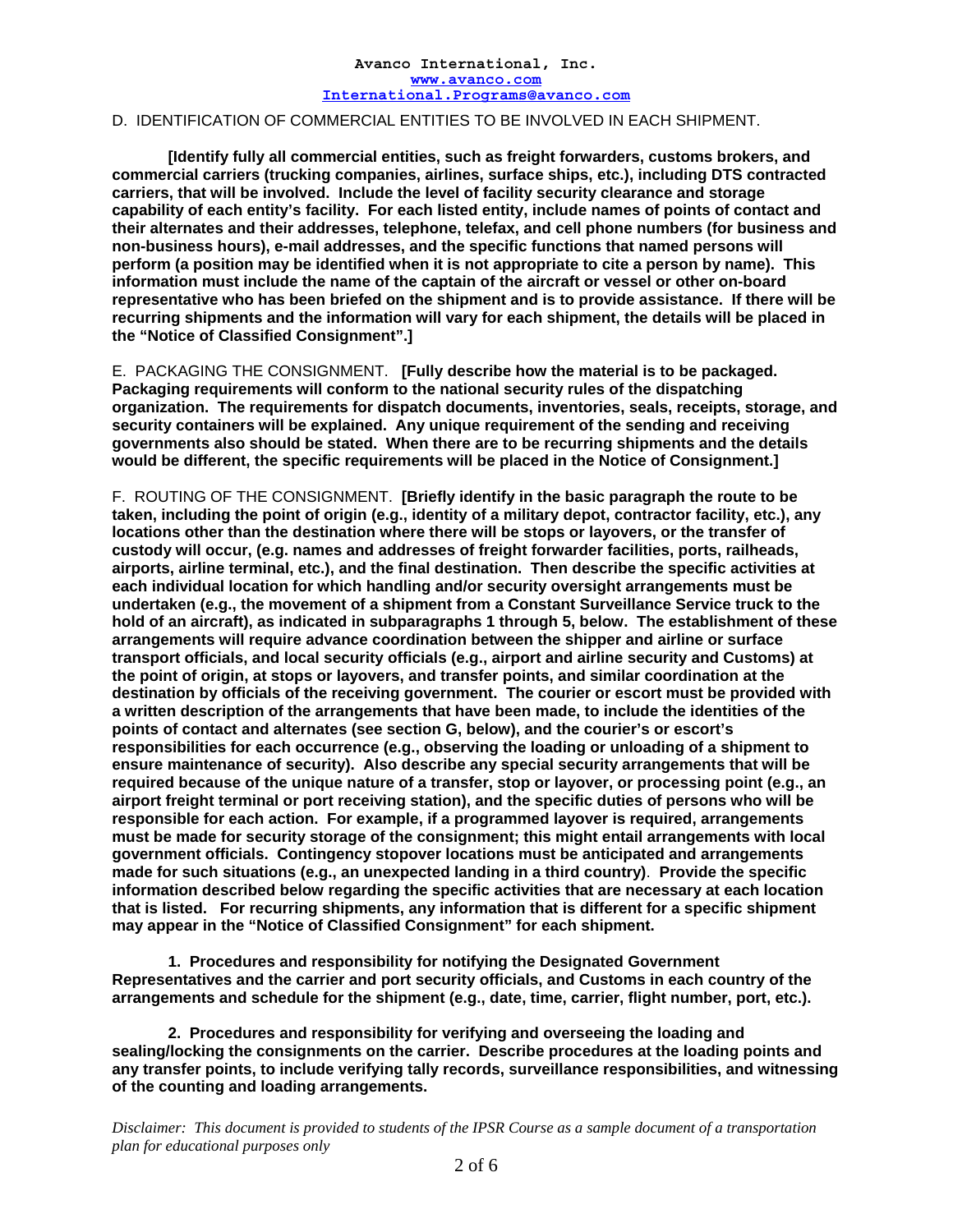D. IDENTIFICATION OF COMMERCIAL ENTITIES TO BE INVOLVED IN EACH SHIPMENT.

**[Identify fully all commercial entities, such as freight forwarders, customs brokers, and commercial carriers (trucking companies, airlines, surface ships, etc.), including DTS contracted carriers, that will be involved. Include the level of facility security clearance and storage capability of each entity's facility. For each listed entity, include names of points of contact and their alternates and their addresses, telephone, telefax, and cell phone numbers (for business and non-business hours), e-mail addresses, and the specific functions that named persons will perform (a position may be identified when it is not appropriate to cite a person by name). This information must include the name of the captain of the aircraft or vessel or other on-board representative who has been briefed on the shipment and is to provide assistance. If there will be recurring shipments and the information will vary for each shipment, the details will be placed in the "Notice of Classified Consignment".]**

E. PACKAGING THE CONSIGNMENT. **[Fully describe how the material is to be packaged. Packaging requirements will conform to the national security rules of the dispatching organization. The requirements for dispatch documents, inventories, seals, receipts, storage, and security containers will be explained. Any unique requirement of the sending and receiving governments also should be stated. When there are to be recurring shipments and the details would be different, the specific requirements will be placed in the Notice of Consignment.]**

F. ROUTING OF THE CONSIGNMENT. **[Briefly identify in the basic paragraph the route to be taken, including the point of origin (e.g., identity of a military depot, contractor facility, etc.), any locations other than the destination where there will be stops or layovers, or the transfer of custody will occur, (e.g. names and addresses of freight forwarder facilities, ports, railheads, airports, airline terminal, etc.), and the final destination. Then describe the specific activities at each individual location for which handling and/or security oversight arrangements must be undertaken (e.g., the movement of a shipment from a Constant Surveillance Service truck to the hold of an aircraft), as indicated in subparagraphs 1 through 5, below. The establishment of these arrangements will require advance coordination between the shipper and airline or surface transport officials, and local security officials (e.g., airport and airline security and Customs) at the point of origin, at stops or layovers, and transfer points, and similar coordination at the destination by officials of the receiving government. The courier or escort must be provided with a written description of the arrangements that have been made, to include the identities of the points of contact and alternates (see section G, below), and the courier's or escort's responsibilities for each occurrence (e.g., observing the loading or unloading of a shipment to ensure maintenance of security). Also describe any special security arrangements that will be required because of the unique nature of a transfer, stop or layover, or processing point (e.g., an airport freight terminal or port receiving station), and the specific duties of persons who will be responsible for each action. For example, if a programmed layover is required, arrangements must be made for security storage of the consignment; this might entail arrangements with local government officials. Contingency stopover locations must be anticipated and arrangements made for such situations (e.g., an unexpected landing in a third country). Provide the specific information described below regarding the specific activities that are necessary at each location that is listed. For recurring shipments, any information that is different for a specific shipment may appear in the "Notice of Classified Consignment" for each shipment.**

**1. Procedures and responsibility for notifying the Designated Government Representatives and the carrier and port security officials, and Customs in each country of the arrangements and schedule for the shipment (e.g., date, time, carrier, flight number, port, etc.).**

**2. Procedures and responsibility for verifying and overseeing the loading and sealing/locking the consignments on the carrier. Describe procedures at the loading points and any transfer points, to include verifying tally records, surveillance responsibilities, and witnessing of the counting and loading arrangements.**

*Disclaimer: This document is provided to students of the IPSR Course as a sample document of a transportation plan for educational purposes only*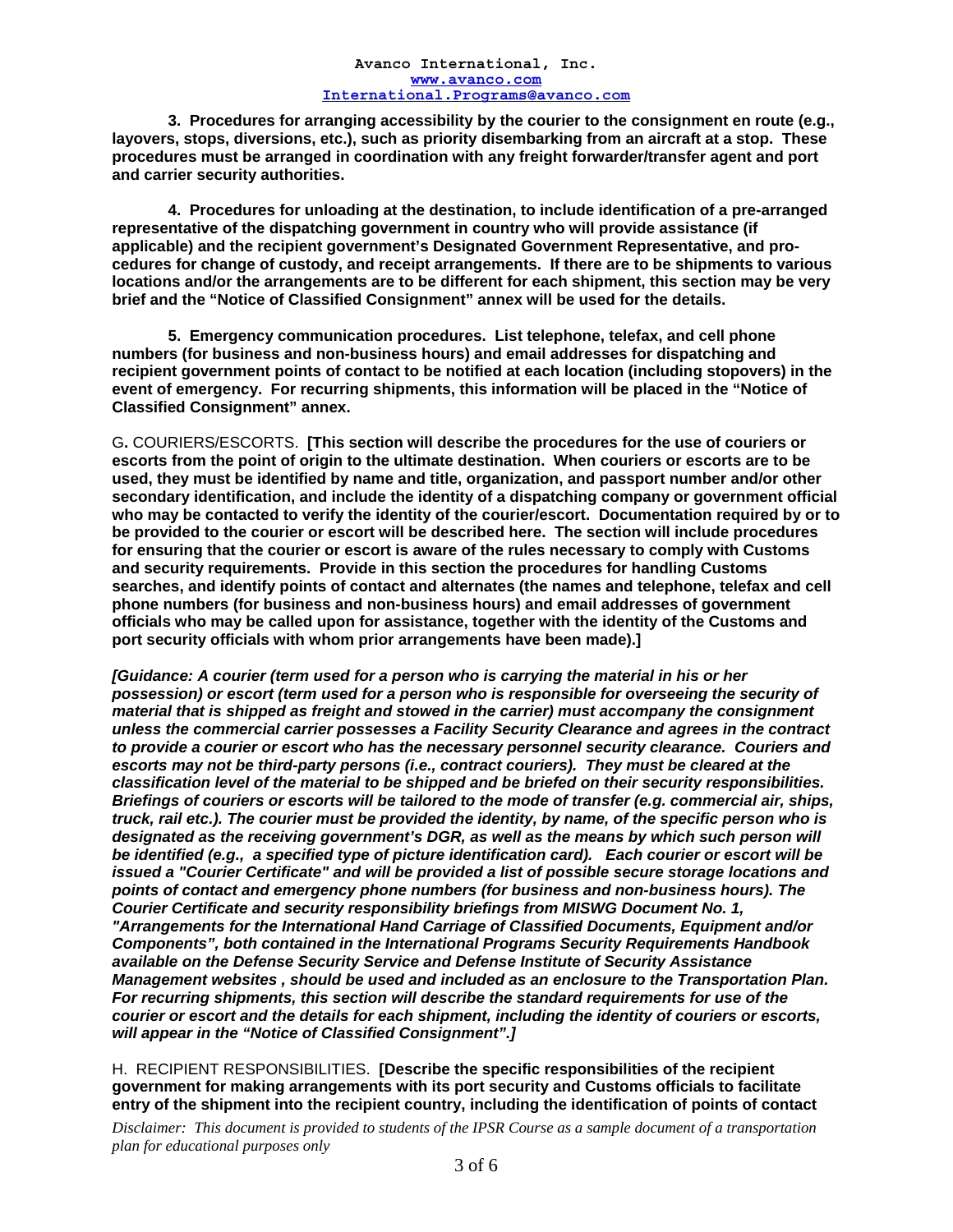**3. Procedures for arranging accessibility by the courier to the consignment en route (e.g., layovers, stops, diversions, etc.), such as priority disembarking from an aircraft at a stop. These procedures must be arranged in coordination with any freight forwarder/transfer agent and port and carrier security authorities.**

**4. Procedures for unloading at the destination, to include identification of a pre-arranged representative of the dispatching government in country who will provide assistance (if applicable) and the recipient government's Designated Government Representative, and procedures for change of custody, and receipt arrangements. If there are to be shipments to various locations and/or the arrangements are to be different for each shipment, this section may be very brief and the "Notice of Classified Consignment" annex will be used for the details.**

**5. Emergency communication procedures. List telephone, telefax, and cell phone numbers (for business and non-business hours) and email addresses for dispatching and recipient government points of contact to be notified at each location (including stopovers) in the event of emergency. For recurring shipments, this information will be placed in the "Notice of Classified Consignment" annex.**

G. COURIERS/ESCORTS. **[This section will describe the procedures for the use of couriers or escorts from the point of origin to the ultimate destination. When couriers or escorts are to be used, they must be identified by name and title, organization, and passport number and/or other secondary identification, and include the identity of a dispatching company or government official who may be contacted to verify the identity of the courier/escort. Documentation required by or to be provided to the courier or escort will be described here. The section will include procedures for ensuring that the courier or escort is aware of the rules necessary to comply with Customs and security requirements. Provide in this section the procedures for handling Customs searches, and identify points of contact and alternates (the names and telephone, telefax and cell phone numbers (for business and non-business hours) and email addresses of government officials who may be called upon for assistance, together with the identity of the Customs and port security officials with whom prior arrangements have been made).]**

***[Guidance: A courier (term used for a person who is carrying the material in his or her possession) or escort (term used for a person who is responsible for overseeing the security of material that is shipped as freight and stowed in the carrier) must accompany the consignment unless the commercial carrier possesses a Facility Security Clearance and agrees in the contract to provide a courier or escort who has the necessary personnel security clearance. Couriers and escorts may not be third-party persons (i.e., contract couriers). They must be cleared at the classification level of the material to be shipped and be briefed on their security responsibilities. Briefings of couriers or escorts will be tailored to the mode of transfer (e.g. commercial air, ships, truck, rail etc.). The courier must be provided the identity, by name, of the specific person who is designated as the receiving government's DGR, as well as the means by which such person will be identified (e.g., a specified type of picture identification card). Each courier or escort will be issued a "Courier Certificate" and will be provided a list of possible secure storage locations and points of contact and emergency phone numbers (for business and non-business hours). The Courier Certificate and security responsibility briefings from MISWG Document No. 1, "Arrangements for the International Hand Carriage of Classified Documents, Equipment and/or Components", both contained in the International Programs Security Requirements Handbook available on the Defense Security Service and Defense Institute of Security Assistance Management websites , should be used and included as an enclosure to the Transportation Plan. For recurring shipments, this section will describe the standard requirements for use of the courier or escort and the details for each shipment, including the identity of couriers or escorts, will appear in the "Notice of Classified Consignment".]***

H. RECIPIENT RESPONSIBILITIES. **[Describe the specific responsibilities of the recipient government for making arrangements with its port security and Customs officials to facilitate entry of the shipment into the recipient country, including the identification of points of contact**

*Disclaimer: This document is provided to students of the IPSR Course as a sample document of a transportation plan for educational purposes only*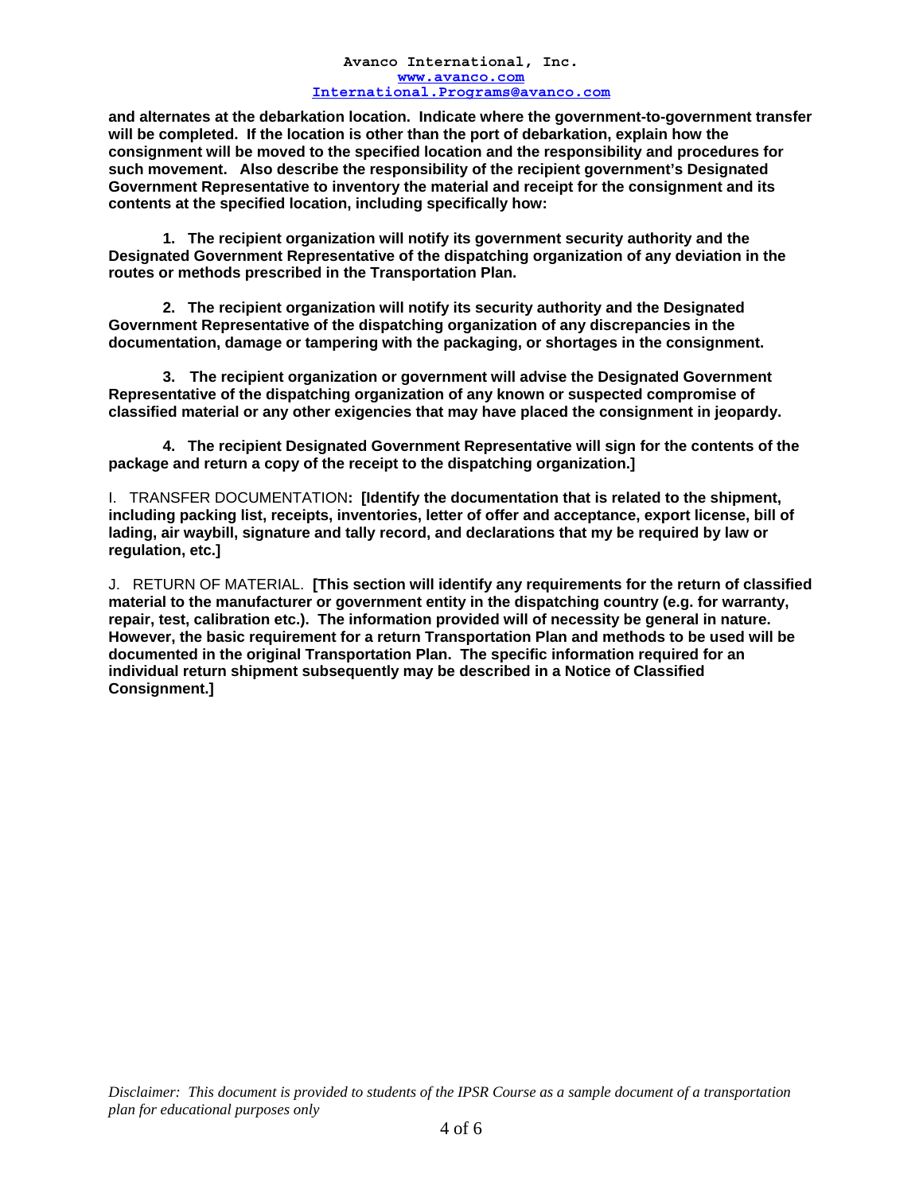**and alternates at the debarkation location. Indicate where the government-to-government transfer will be completed. If the location is other than the port of debarkation, explain how the consignment will be moved to the specified location and the responsibility and procedures for such movement. Also describe the responsibility of the recipient government's Designated Government Representative to inventory the material and receipt for the consignment and its contents at the specified location, including specifically how:**

**1. The recipient organization will notify its government security authority and the Designated Government Representative of the dispatching organization of any deviation in the routes or methods prescribed in the Transportation Plan.**

**2. The recipient organization will notify its security authority and the Designated Government Representative of the dispatching organization of any discrepancies in the documentation, damage or tampering with the packaging, or shortages in the consignment.**

**3. The recipient organization or government will advise the Designated Government Representative of the dispatching organization of any known or suspected compromise of classified material or any other exigencies that may have placed the consignment in jeopardy.**

**4. The recipient Designated Government Representative will sign for the contents of the package and return a copy of the receipt to the dispatching organization.]**

I. TRANSFER DOCUMENTATION**: [Identify the documentation that is related to the shipment, including packing list, receipts, inventories, letter of offer and acceptance, export license, bill of lading, air waybill, signature and tally record, and declarations that my be required by law or regulation, etc.]**

J. RETURN OF MATERIAL. **[This section will identify any requirements for the return of classified material to the manufacturer or government entity in the dispatching country (e.g. for warranty, repair, test, calibration etc.). The information provided will of necessity be general in nature. However, the basic requirement for a return Transportation Plan and methods to be used will be documented in the original Transportation Plan. The specific information required for an individual return shipment subsequently may be described in a Notice of Classified Consignment.]**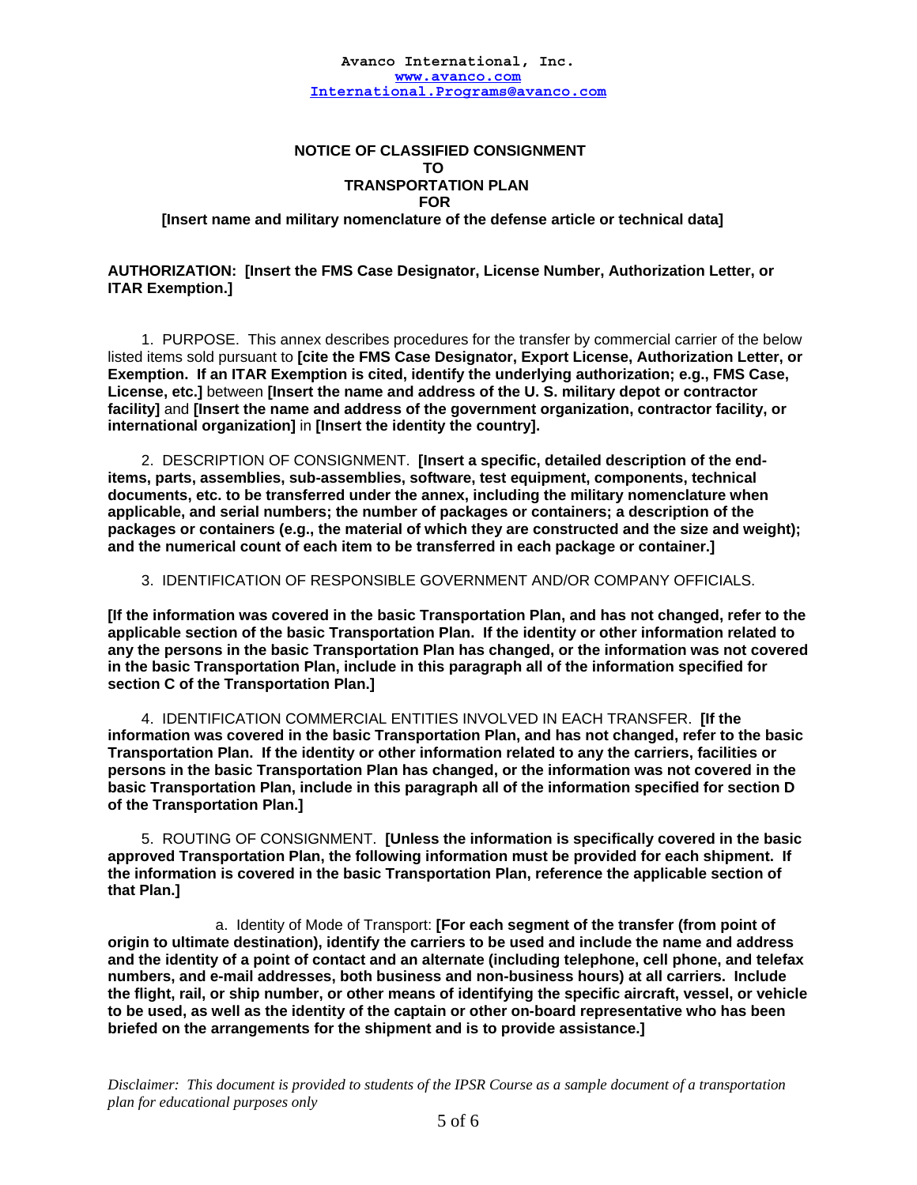Avanco International, Inc.
www.avanco.com
International.Programs@avanco.com

**NOTICE OF CLASSIFIED CONSIGNMENT**
**TO**
**TRANSPORTATION PLAN**
**FOR**
**[Insert name and military nomenclature of the defense article or technical data]**

**AUTHORIZATION: [Insert the FMS Case Designator, License Number, Authorization Letter, or ITAR Exemption.]**

1. PURPOSE. This annex describes procedures for the transfer by commercial carrier of the below listed items sold pursuant to **[cite the FMS Case Designator, Export License, Authorization Letter, or Exemption. If an ITAR Exemption is cited, identify the underlying authorization; e.g., FMS Case, License, etc.]** between **[Insert the name and address of the U. S. military depot or contractor facility]** and **[Insert the name and address of the government organization, contractor facility, or international organization]** in **[Insert the identity the country].**

2. DESCRIPTION OF CONSIGNMENT. **[Insert a specific, detailed description of the end-items, parts, assemblies, sub-assemblies, software, test equipment, components, technical documents, etc. to be transferred under the annex, including the military nomenclature when applicable, and serial numbers; the number of packages or containers; a description of the packages or containers (e.g., the material of which they are constructed and the size and weight); and the numerical count of each item to be transferred in each package or container.]**

3. IDENTIFICATION OF RESPONSIBLE GOVERNMENT AND/OR COMPANY OFFICIALS.

**[If the information was covered in the basic Transportation Plan, and has not changed, refer to the applicable section of the basic Transportation Plan. If the identity or other information related to any the persons in the basic Transportation Plan has changed, or the information was not covered in the basic Transportation Plan, include in this paragraph all of the information specified for section C of the Transportation Plan.]**

4. IDENTIFICATION COMMERCIAL ENTITIES INVOLVED IN EACH TRANSFER. **[If the information was covered in the basic Transportation Plan, and has not changed, refer to the basic Transportation Plan. If the identity or other information related to any the carriers, facilities or persons in the basic Transportation Plan has changed, or the information was not covered in the basic Transportation Plan, include in this paragraph all of the information specified for section D of the Transportation Plan.]**

5. ROUTING OF CONSIGNMENT. **[Unless the information is specifically covered in the basic approved Transportation Plan, the following information must be provided for each shipment. If the information is covered in the basic Transportation Plan, reference the applicable section of that Plan.]**

a. Identity of Mode of Transport: **[For each segment of the transfer (from point of origin to ultimate destination), identify the carriers to be used and include the name and address and the identity of a point of contact and an alternate (including telephone, cell phone, and telefax numbers, and e-mail addresses, both business and non-business hours) at all carriers. Include the flight, rail, or ship number, or other means of identifying the specific aircraft, vessel, or vehicle to be used, as well as the identity of the captain or other on-board representative who has been briefed on the arrangements for the shipment and is to provide assistance.]**

*Disclaimer: This document is provided to students of the IPSR Course as a sample document of a transportation plan for educational purposes only*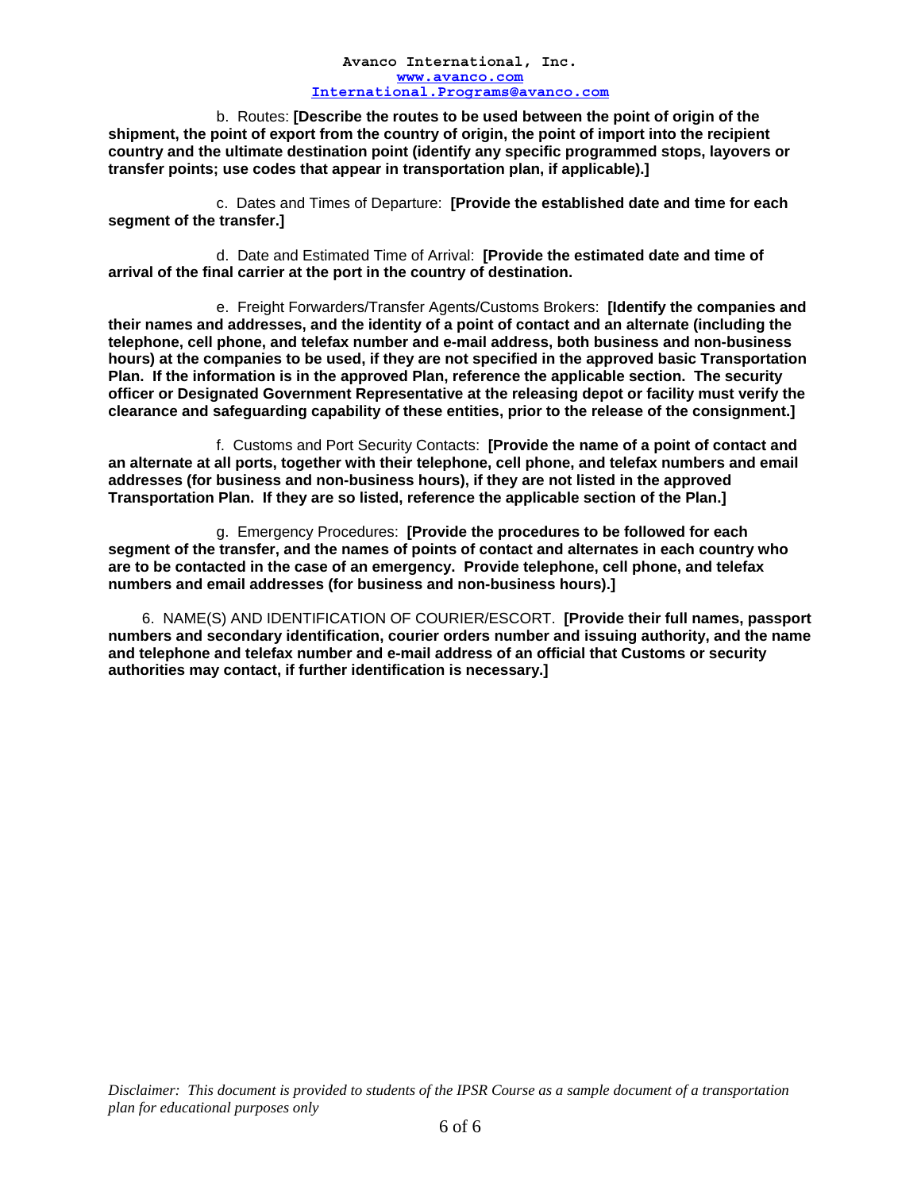b. Routes: **[Describe the routes to be used between the point of origin of the shipment, the point of export from the country of origin, the point of import into the recipient country and the ultimate destination point (identify any specific programmed stops, layovers or transfer points; use codes that appear in transportation plan, if applicable).]**

c. Dates and Times of Departure: **[Provide the established date and time for each segment of the transfer.]**

d. Date and Estimated Time of Arrival: **[Provide the estimated date and time of arrival of the final carrier at the port in the country of destination.**

e. Freight Forwarders/Transfer Agents/Customs Brokers: **[Identify the companies and their names and addresses, and the identity of a point of contact and an alternate (including the telephone, cell phone, and telefax number and e-mail address, both business and non-business hours) at the companies to be used, if they are not specified in the approved basic Transportation Plan. If the information is in the approved Plan, reference the applicable section. The security officer or Designated Government Representative at the releasing depot or facility must verify the clearance and safeguarding capability of these entities, prior to the release of the consignment.]**

f. Customs and Port Security Contacts: **[Provide the name of a point of contact and an alternate at all ports, together with their telephone, cell phone, and telefax numbers and email addresses (for business and non-business hours), if they are not listed in the approved Transportation Plan. If they are so listed, reference the applicable section of the Plan.]**

g. Emergency Procedures: **[Provide the procedures to be followed for each segment of the transfer, and the names of points of contact and alternates in each country who are to be contacted in the case of an emergency. Provide telephone, cell phone, and telefax numbers and email addresses (for business and non-business hours).]**

6. NAME(S) AND IDENTIFICATION OF COURIER/ESCORT. **[Provide their full names, passport numbers and secondary identification, courier orders number and issuing authority, and the name and telephone and telefax number and e-mail address of an official that Customs or security authorities may contact, if further identification is necessary.]**

*Disclaimer: This document is provided to students of the IPSR Course as a sample document of a transportation plan for educational purposes only*